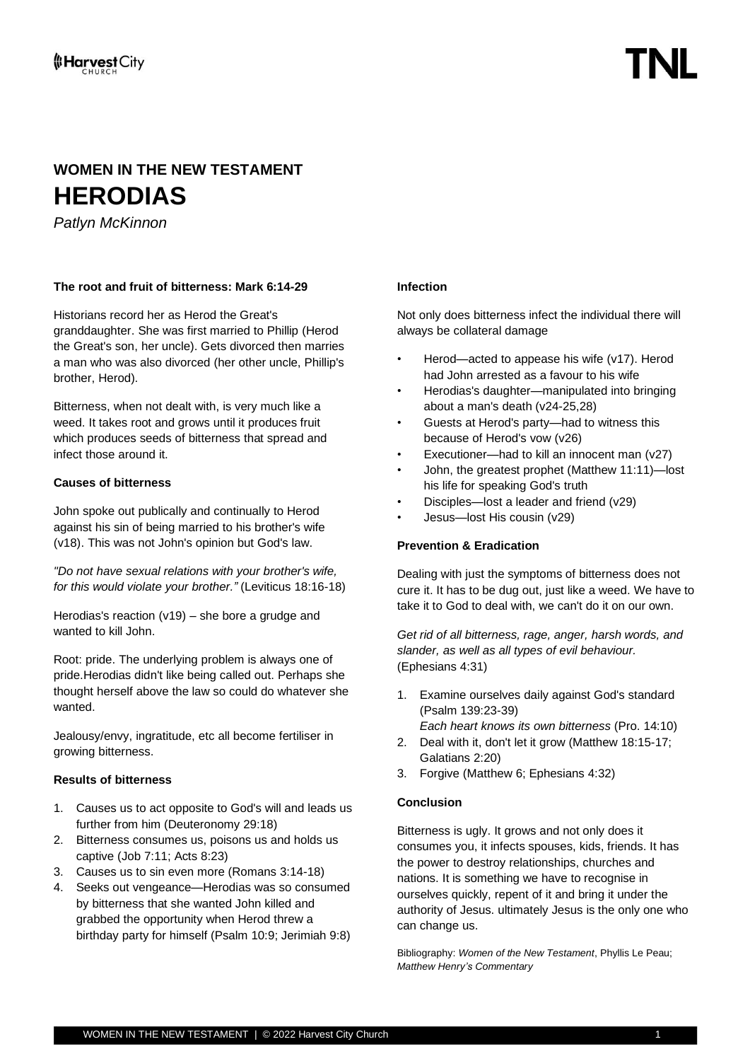# WOMEN IN THE NEW TESTAMENT

# HERODIAS

*Patlyn McKinnon*

**The root and fruit of bitterness: Mark 6:14-29**

Historians record her as Herod the Great's granddaughter. She was first married to Phillip (Herod the Great's son, her uncle). Gets divorced then marries a man who was also divorced (her other uncle, Phillip's brother, Herod).

Bitterness, when not dealt with, is very much like a weed. It takes root and grows until it produces fruit which produces seeds of bitterness that spread and infect those around it.

**Causes of bitterness**

John spoke out publically and continually to Herod against his sin of being married to his brother's wife (v18). This was not John's opinion but God's law.

*"Do not have sexual relations with your brother's wife, for this would violate your brother."* (Leviticus 18:16-18)

Herodias's reaction (v19) – she bore a grudge and wanted to kill John.

Root: pride. The underlying problem is always one of pride.Herodias didn't like being called out. Perhaps she thought herself above the law so could do whatever she wanted.

Jealousy/envy, ingratitude, etc all become fertiliser in growing bitterness.

**Results of bitterness**

1. Causes us to act opposite to God's will and leads us further from him (Deuteronomy 29:18)
2. Bitterness consumes us, poisons us and holds us captive (Job 7:11; Acts 8:23)
3. Causes us to sin even more (Romans 3:14-18)
4. Seeks out vengeance—Herodias was so consumed by bitterness that she wanted John killed and grabbed the opportunity when Herod threw a birthday party for himself (Psalm 10:9; Jerimiah 9:8)

**Infection**

Not only does bitterness infect the individual there will always be collateral damage

- Herod—acted to appease his wife (v17). Herod had John arrested as a favour to his wife
- Herodias's daughter—manipulated into bringing about a man's death (v24-25,28)
- Guests at Herod's party—had to witness this because of Herod's vow (v26)
- Executioner—had to kill an innocent man (v27)
- John, the greatest prophet (Matthew 11:11)—lost his life for speaking God's truth
- Disciples—lost a leader and friend (v29)
- Jesus—lost His cousin (v29)

**Prevention & Eradication**

Dealing with just the symptoms of bitterness does not cure it. It has to be dug out, just like a weed. We have to take it to God to deal with, we can't do it on our own.

*Get rid of all bitterness, rage, anger, harsh words, and slander, as well as all types of evil behaviour.* (Ephesians 4:31)

1. Examine ourselves daily against God's standard (Psalm 139:23-39)
   *Each heart knows its own bitterness* (Pro. 14:10)
2. Deal with it, don't let it grow (Matthew 18:15-17; Galatians 2:20)
3. Forgive (Matthew 6; Ephesians 4:32)

**Conclusion**

Bitterness is ugly. It grows and not only does it consumes you, it infects spouses, kids, friends. It has the power to destroy relationships, churches and nations. It is something we have to recognise in ourselves quickly, repent of it and bring it under the authority of Jesus. ultimately Jesus is the only one who can change us.

Bibliography: *Women of the New Testament*, Phyllis Le Peau; *Matthew Henry's Commentary*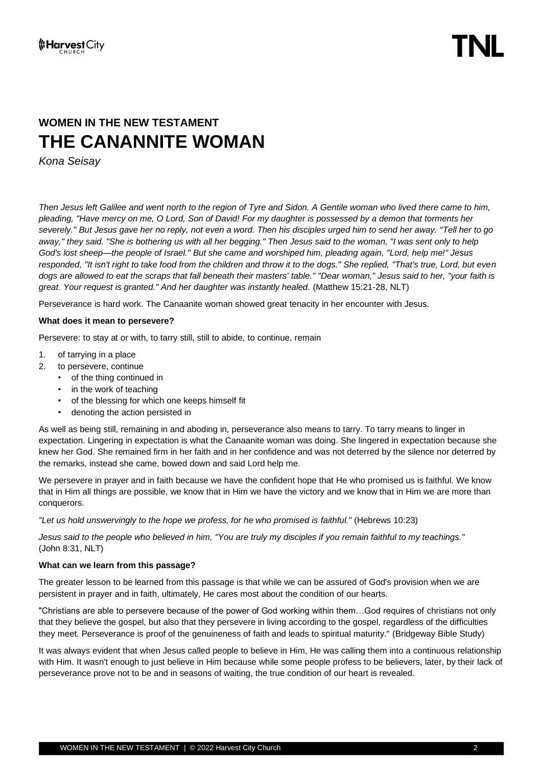## WOMEN IN THE NEW TESTAMENT

# THE CANANNITE WOMAN

*Kona Seisay*

*Then Jesus left Galilee and went north to the region of Tyre and Sidon. A Gentile woman who lived there came to him, pleading, "Have mercy on me, O Lord, Son of David! For my daughter is possessed by a demon that torments her severely." But Jesus gave her no reply, not even a word. Then his disciples urged him to send her away. "Tell her to go away," they said. "She is bothering us with all her begging." Then Jesus said to the woman, "I was sent only to help God's lost sheep—the people of Israel." But she came and worshiped him, pleading again, "Lord, help me!" Jesus responded, "It isn't right to take food from the children and throw it to the dogs." She replied, "That's true, Lord, but even dogs are allowed to eat the scraps that fall beneath their masters' table." "Dear woman," Jesus said to her, "your faith is great. Your request is granted." And her daughter was instantly healed.* (Matthew 15:21-28, NLT)

Perseverance is hard work. The Canaanite woman showed great tenacity in her encounter with Jesus.

**What does it mean to persevere?**

Persevere: to stay at or with, to tarry still, still to abide, to continue, remain

1. of tarrying in a place
2. to persevere, continue
   - of the thing continued in
   - in the work of teaching
   - of the blessing for which one keeps himself fit
   - denoting the action persisted in

As well as being still, remaining in and aboding in, perseverance also means to tarry. To tarry means to linger in expectation. Lingering in expectation is what the Canaanite woman was doing. She lingered in expectation because she knew her God. She remained firm in her faith and in her confidence and was not deterred by the silence nor deterred by the remarks, instead she came, bowed down and said Lord help me.

We persevere in prayer and in faith because we have the confident hope that He who promised us is faithful. We know that in Him all things are possible, we know that in Him we have the victory and we know that in Him we are more than conquerors.

*"Let us hold unswervingly to the hope we profess, for he who promised is faithful."* (Hebrews 10:23)

*Jesus said to the people who believed in him, "You are truly my disciples if you remain faithful to my teachings."* (John 8:31, NLT)

**What can we learn from this passage?**

The greater lesson to be learned from this passage is that while we can be assured of God's provision when we are persistent in prayer and in faith, ultimately, He cares most about the condition of our hearts.

"Christians are able to persevere because of the power of God working within them…God requires of christians not only that they believe the gospel, but also that they persevere in living according to the gospel, regardless of the difficulties they meet. Perseverance is proof of the genuineness of faith and leads to spiritual maturity." (Bridgeway Bible Study)

It was always evident that when Jesus called people to believe in Him, He was calling them into a continuous relationship with Him. It wasn't enough to just believe in Him because while some people profess to be believers, later, by their lack of perseverance prove not to be and in seasons of waiting, the true condition of our heart is revealed.